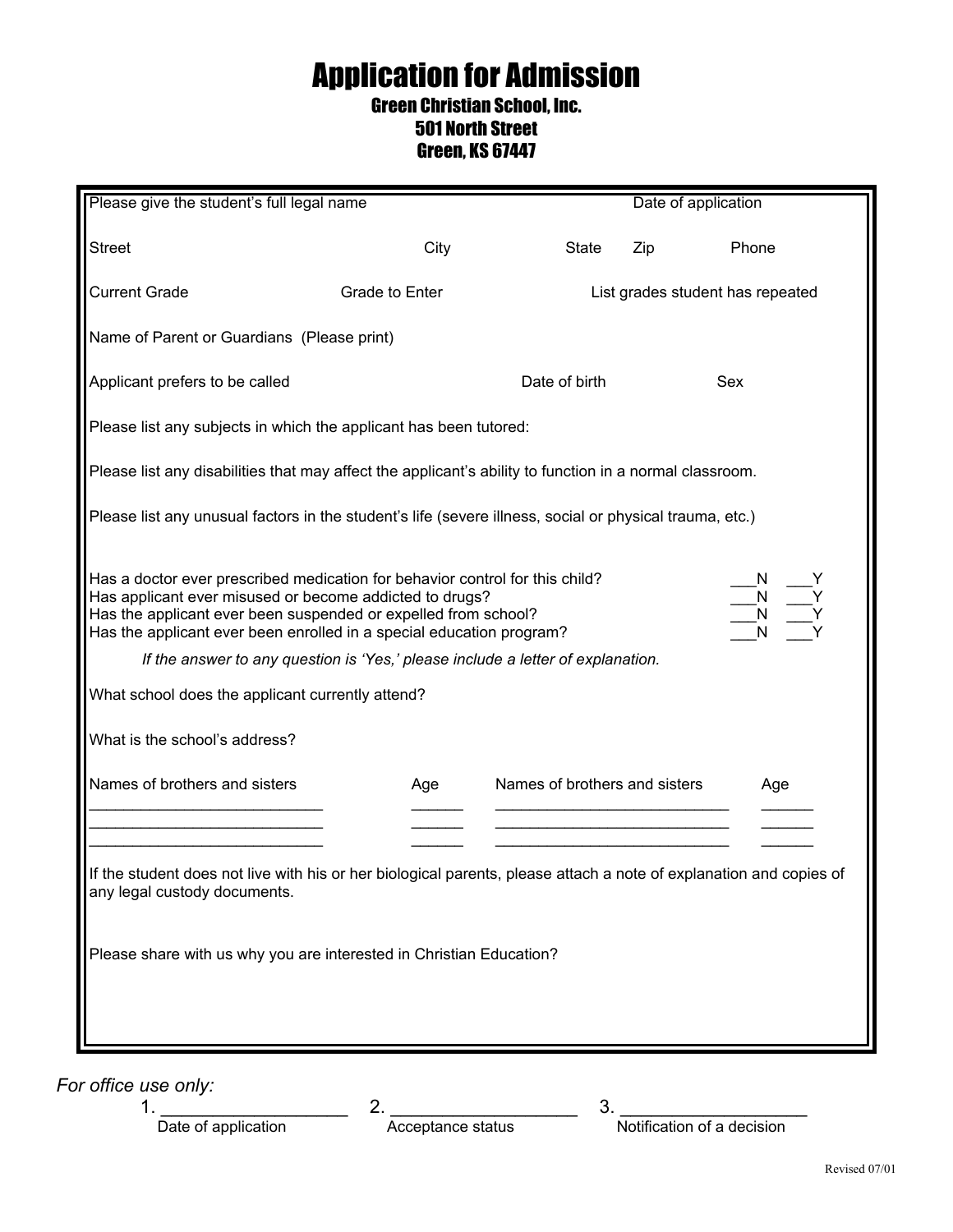# Application for Admission

## Green Christian School, Inc.
## 501 North Street
## Green, KS 67447

Please give the student's full legal name Date of application

Street City State Zip Phone

Current Grade Grade to Enter List grades student has repeated

Name of Parent or Guardians (Please print)

Applicant prefers to be called Date of birth Sex

Please list any subjects in which the applicant has been tutored:

Please list any disabilities that may affect the applicant's ability to function in a normal classroom.

Please list any unusual factors in the student's life (severe illness, social or physical trauma, etc.)

Has a doctor ever prescribed medication for behavior control for this child? ___N ___Y
Has applicant ever misused or become addicted to drugs? ___N ___Y
Has the applicant ever been suspended or expelled from school? ___N ___Y
Has the applicant ever been enrolled in a special education program? ___N ___Y

*If the answer to any question is 'Yes,' please include a letter of explanation.*

What school does the applicant currently attend?

What is the school's address?

| Names of brothers and sisters | Age | Names of brothers and sisters | Age |
|---|---|---|---|
| ___________________________ | ______ | ___________________________ | ______ |
| ___________________________ | ______ | ___________________________ | ______ |
| ___________________________ | ______ | ___________________________ | ______ |

If the student does not live with his or her biological parents, please attach a note of explanation and copies of any legal custody documents.

Please share with us why you are interested in Christian Education?

*For office use only:*

1. ___________________ Date of application
2. ___________________ Acceptance status
3. ___________________ Notification of a decision

Revised 07/01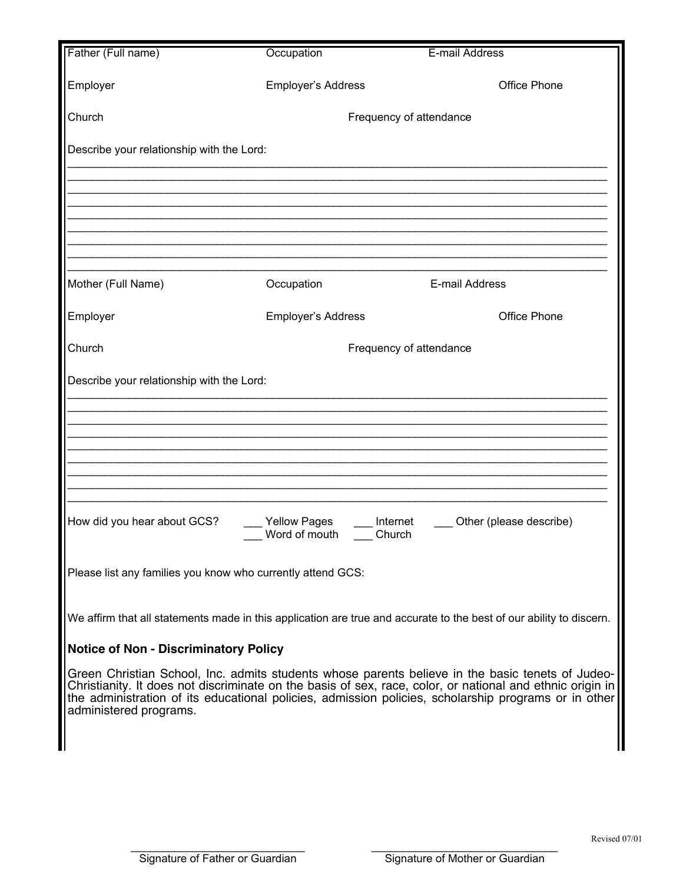Father (Full name) Occupation E-mail Address

Employer Employer's Address Office Phone

Church Frequency of attendance

Describe your relationship with the Lord:

___________________________________________________________________________________
___________________________________________________________________________________
___________________________________________________________________________________
___________________________________________________________________________________
___________________________________________________________________________________
___________________________________________________________________________________
___________________________________________________________________________________
___________________________________________________________________________________
___________________________________________________________________________________
___________________________________________________________________________________

Mother (Full Name) Occupation E-mail Address

Employer Employer's Address Office Phone

Church Frequency of attendance

Describe your relationship with the Lord:

___________________________________________________________________________________
___________________________________________________________________________________
___________________________________________________________________________________
___________________________________________________________________________________
___________________________________________________________________________________
___________________________________________________________________________________
___________________________________________________________________________________
___________________________________________________________________________________
___________________________________________________________________________________
___________________________________________________________________________________

How did you hear about GCS? ___ Yellow Pages ___ Internet ___ Other (please describe)
___ Word of mouth ___ Church

Please list any families you know who currently attend GCS:

We affirm that all statements made in this application are true and accurate to the best of our ability to discern.

**Notice of Non - Discriminatory Policy**

Green Christian School, Inc. admits students whose parents believe in the basic tenets of Judeo-Christianity. It does not discriminate on the basis of sex, race, color, or national and ethnic origin in the administration of its educational policies, admission policies, scholarship programs or in other administered programs.

Revised 07/01

_____________________________ _____________________________
Signature of Father or Guardian Signature of Mother or Guardian